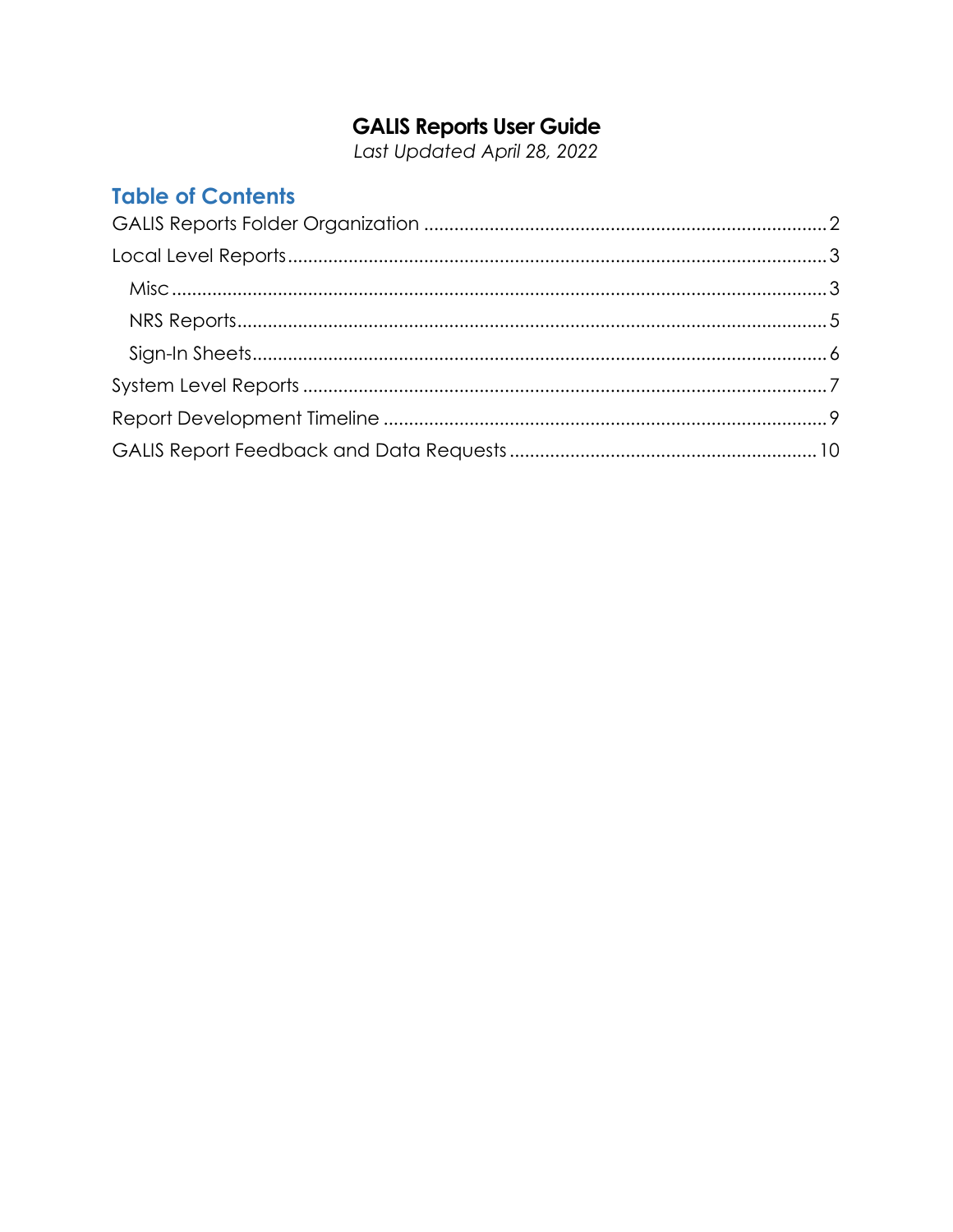# GALIS Reports User Guide

*Last Updated April 28, 2022*

## Table of Contents

GALIS Reports Folder Organization ..... 2

Local Level Reports ..... 3

- Misc ..... 3
- NRS Reports ..... 5
- Sign-In Sheets ..... 6

System Level Reports ..... 7

Report Development Timeline ..... 9

GALIS Report Feedback and Data Requests ..... 10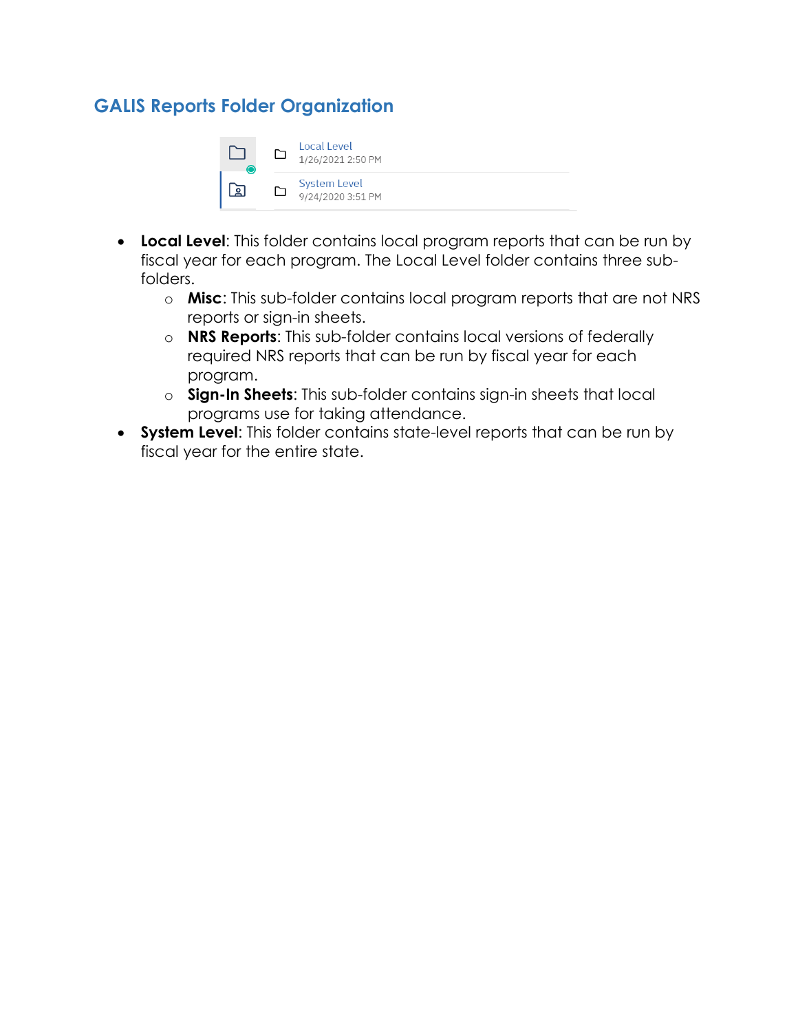## GALIS Reports Folder Organization

Local Level
1/26/2021 2:50 PM

System Level
9/24/2020 3:51 PM

- **Local Level**: This folder contains local program reports that can be run by fiscal year for each program. The Local Level folder contains three sub-folders.
  - **Misc**: This sub-folder contains local program reports that are not NRS reports or sign-in sheets.
  - **NRS Reports**: This sub-folder contains local versions of federally required NRS reports that can be run by fiscal year for each program.
  - **Sign-In Sheets**: This sub-folder contains sign-in sheets that local programs use for taking attendance.
- **System Level**: This folder contains state-level reports that can be run by fiscal year for the entire state.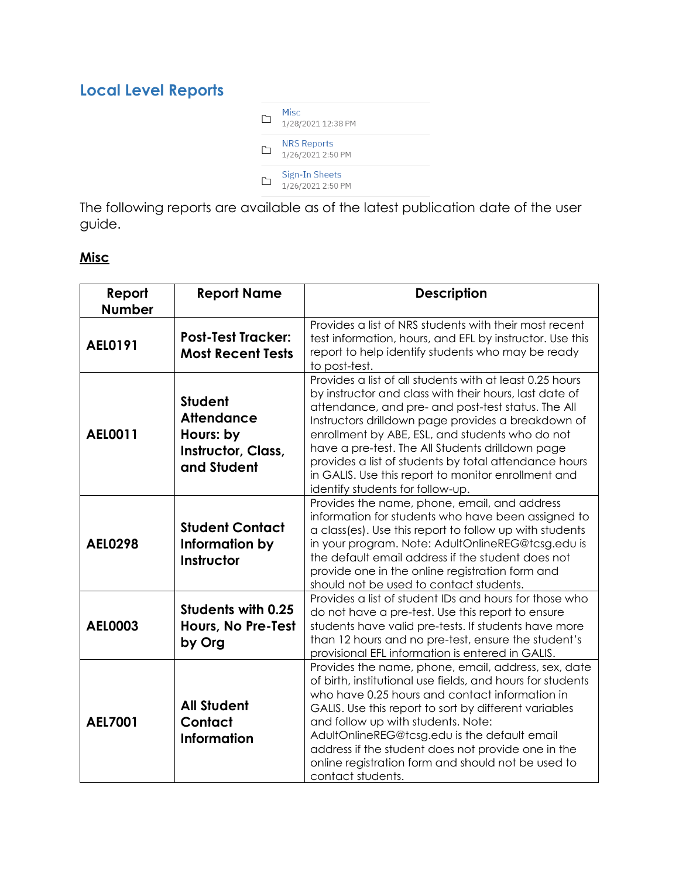## Local Level Reports

Misc
1/28/2021 12:38 PM

NRS Reports
1/26/2021 2:50 PM

Sign-In Sheets
1/26/2021 2:50 PM

The following reports are available as of the latest publication date of the user guide.

### Misc

| Report Number | Report Name | Description |
|---|---|---|
| **AEL0191** | **Post-Test Tracker: Most Recent Tests** | Provides a list of NRS students with their most recent test information, hours, and EFL by instructor. Use this report to help identify students who may be ready to post-test. |
| **AEL0011** | **Student Attendance Hours: by Instructor, Class, and Student** | Provides a list of all students with at least 0.25 hours by instructor and class with their hours, last date of attendance, and pre- and post-test status. The All Instructors drilldown page provides a breakdown of enrollment by ABE, ESL, and students who do not have a pre-test. The All Students drilldown page provides a list of students by total attendance hours in GALIS. Use this report to monitor enrollment and identify students for follow-up. |
| **AEL0298** | **Student Contact Information by Instructor** | Provides the name, phone, email, and address information for students who have been assigned to a class(es). Use this report to follow up with students in your program. Note: AdultOnlineREG@tcsg.edu is the default email address if the student does not provide one in the online registration form and should not be used to contact students. |
| **AEL0003** | **Students with 0.25 Hours, No Pre-Test by Org** | Provides a list of student IDs and hours for those who do not have a pre-test. Use this report to ensure students have valid pre-tests. If students have more than 12 hours and no pre-test, ensure the student's provisional EFL information is entered in GALIS. |
| **AEL7001** | **All Student Contact Information** | Provides the name, phone, email, address, sex, date of birth, institutional use fields, and hours for students who have 0.25 hours and contact information in GALIS. Use this report to sort by different variables and follow up with students. Note: AdultOnlineREG@tcsg.edu is the default email address if the student does not provide one in the online registration form and should not be used to contact students. |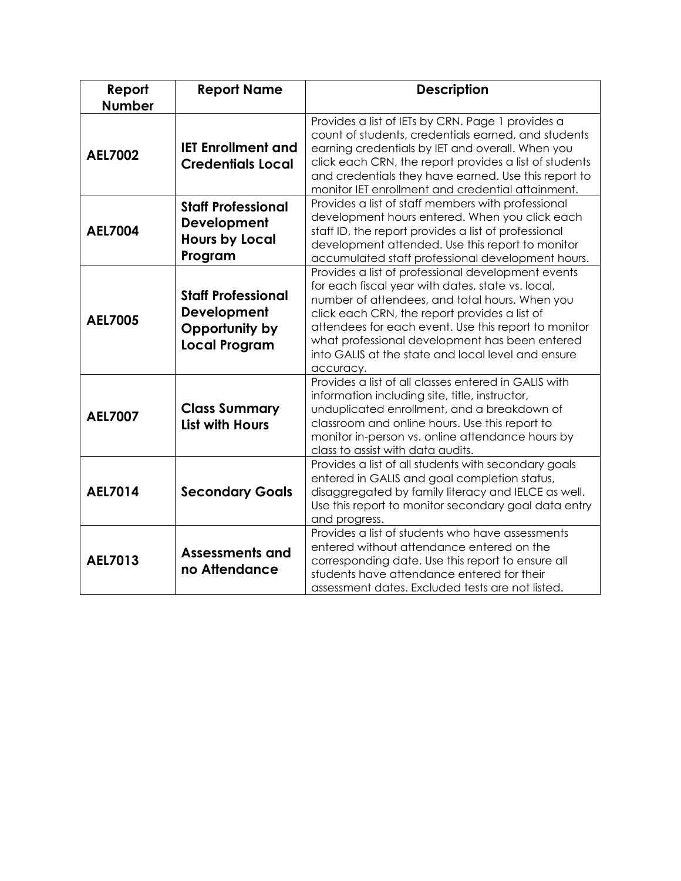| Report Number | Report Name | Description |
|---|---|---|
| **AEL7002** | **IET Enrollment and Credentials Local** | Provides a list of IETs by CRN. Page 1 provides a count of students, credentials earned, and students earning credentials by IET and overall. When you click each CRN, the report provides a list of students and credentials they have earned. Use this report to monitor IET enrollment and credential attainment. |
| **AEL7004** | **Staff Professional Development Hours by Local Program** | Provides a list of staff members with professional development hours entered. When you click each staff ID, the report provides a list of professional development attended. Use this report to monitor accumulated staff professional development hours. |
| **AEL7005** | **Staff Professional Development Opportunity by Local Program** | Provides a list of professional development events for each fiscal year with dates, state vs. local, number of attendees, and total hours. When you click each CRN, the report provides a list of attendees for each event. Use this report to monitor what professional development has been entered into GALIS at the state and local level and ensure accuracy. |
| **AEL7007** | **Class Summary List with Hours** | Provides a list of all classes entered in GALIS with information including site, title, instructor, unduplicated enrollment, and a breakdown of classroom and online hours. Use this report to monitor in-person vs. online attendance hours by class to assist with data audits. |
| **AEL7014** | **Secondary Goals** | Provides a list of all students with secondary goals entered in GALIS and goal completion status, disaggregated by family literacy and IELCE as well. Use this report to monitor secondary goal data entry and progress. |
| **AEL7013** | **Assessments and no Attendance** | Provides a list of students who have assessments entered without attendance entered on the corresponding date. Use this report to ensure all students have attendance entered for their assessment dates. Excluded tests are not listed. |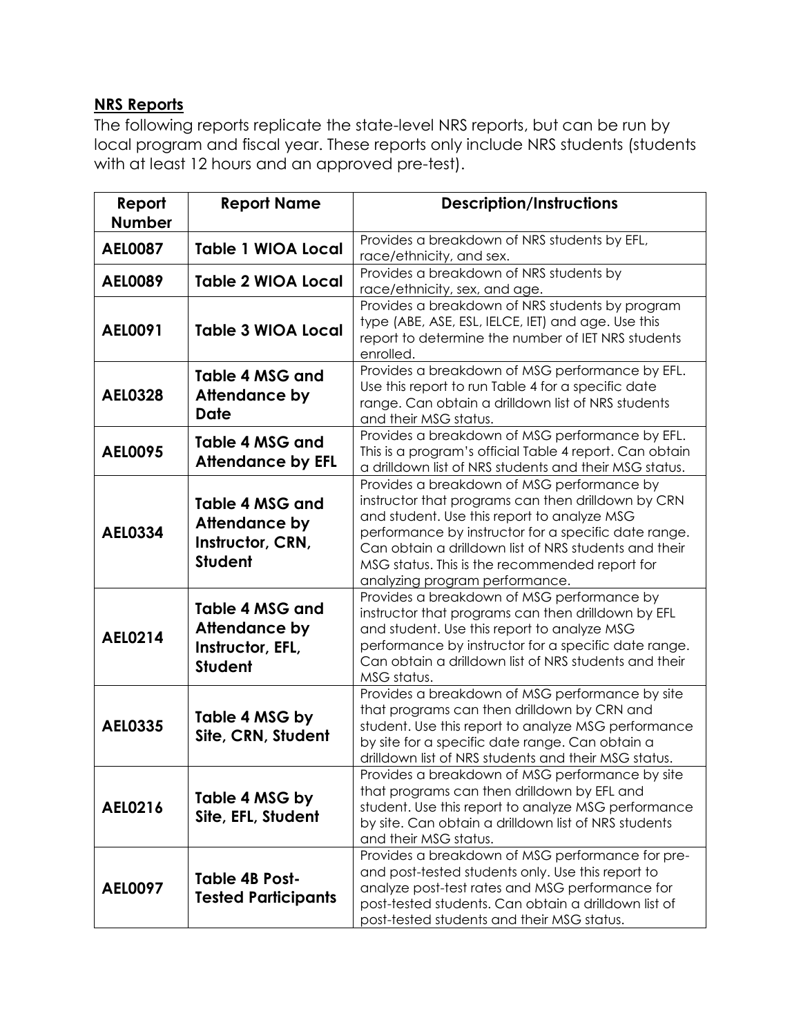## NRS Reports

The following reports replicate the state-level NRS reports, but can be run by local program and fiscal year. These reports only include NRS students (students with at least 12 hours and an approved pre-test).

| Report Number | Report Name | Description/Instructions |
|---|---|---|
| **AEL0087** | **Table 1 WIOA Local** | Provides a breakdown of NRS students by EFL, race/ethnicity, and sex. |
| **AEL0089** | **Table 2 WIOA Local** | Provides a breakdown of NRS students by race/ethnicity, sex, and age. |
| **AEL0091** | **Table 3 WIOA Local** | Provides a breakdown of NRS students by program type (ABE, ASE, ESL, IELCE, IET) and age. Use this report to determine the number of IET NRS students enrolled. |
| **AEL0328** | **Table 4 MSG and Attendance by Date** | Provides a breakdown of MSG performance by EFL. Use this report to run Table 4 for a specific date range. Can obtain a drilldown list of NRS students and their MSG status. |
| **AEL0095** | **Table 4 MSG and Attendance by EFL** | Provides a breakdown of MSG performance by EFL. This is a program's official Table 4 report. Can obtain a drilldown list of NRS students and their MSG status. |
| **AEL0334** | **Table 4 MSG and Attendance by Instructor, CRN, Student** | Provides a breakdown of MSG performance by instructor that programs can then drilldown by CRN and student. Use this report to analyze MSG performance by instructor for a specific date range. Can obtain a drilldown list of NRS students and their MSG status. This is the recommended report for analyzing program performance. |
| **AEL0214** | **Table 4 MSG and Attendance by Instructor, EFL, Student** | Provides a breakdown of MSG performance by instructor that programs can then drilldown by EFL and student. Use this report to analyze MSG performance by instructor for a specific date range. Can obtain a drilldown list of NRS students and their MSG status. |
| **AEL0335** | **Table 4 MSG by Site, CRN, Student** | Provides a breakdown of MSG performance by site that programs can then drilldown by CRN and student. Use this report to analyze MSG performance by site for a specific date range. Can obtain a drilldown list of NRS students and their MSG status. |
| **AEL0216** | **Table 4 MSG by Site, EFL, Student** | Provides a breakdown of MSG performance by site that programs can then drilldown by EFL and student. Use this report to analyze MSG performance by site. Can obtain a drilldown list of NRS students and their MSG status. |
| **AEL0097** | **Table 4B Post-Tested Participants** | Provides a breakdown of MSG performance for pre- and post-tested students only. Use this report to analyze post-test rates and MSG performance for post-tested students. Can obtain a drilldown list of post-tested students and their MSG status. |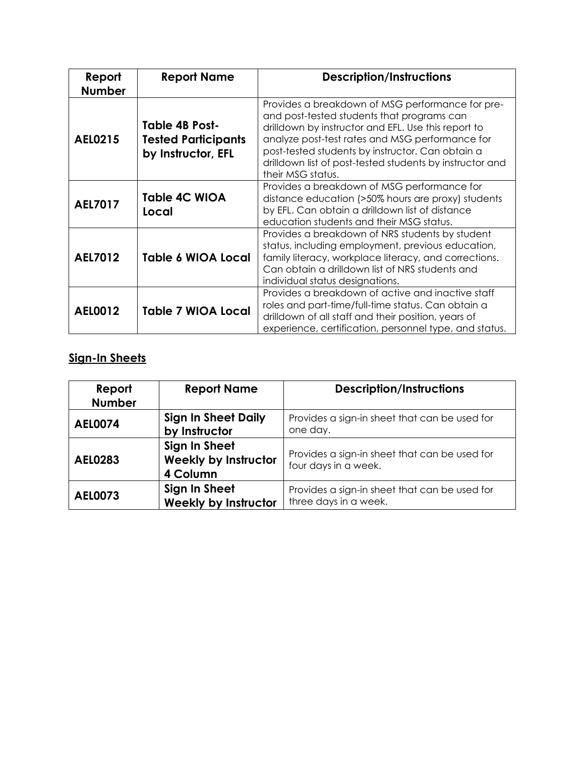| Report Number | Report Name | Description/Instructions |
|---|---|---|
| **AEL0215** | **Table 4B Post-Tested Participants by Instructor, EFL** | Provides a breakdown of MSG performance for pre- and post-tested students that programs can drilldown by instructor and EFL. Use this report to analyze post-test rates and MSG performance for post-tested students by instructor. Can obtain a drilldown list of post-tested students by instructor and their MSG status. |
| **AEL7017** | **Table 4C WIOA Local** | Provides a breakdown of MSG performance for distance education (>50% hours are proxy) students by EFL. Can obtain a drilldown list of distance education students and their MSG status. |
| **AEL7012** | **Table 6 WIOA Local** | Provides a breakdown of NRS students by student status, including employment, previous education, family literacy, workplace literacy, and corrections. Can obtain a drilldown list of NRS students and individual status designations. |
| **AEL0012** | **Table 7 WIOA Local** | Provides a breakdown of active and inactive staff roles and part-time/full-time status. Can obtain a drilldown of all staff and their position, years of experience, certification, personnel type, and status. |

## Sign-In Sheets

| Report Number | Report Name | Description/Instructions |
|---|---|---|
| **AEL0074** | **Sign In Sheet Daily by Instructor** | Provides a sign-in sheet that can be used for one day. |
| **AEL0283** | **Sign In Sheet Weekly by Instructor 4 Column** | Provides a sign-in sheet that can be used for four days in a week. |
| **AEL0073** | **Sign In Sheet Weekly by Instructor** | Provides a sign-in sheet that can be used for three days in a week. |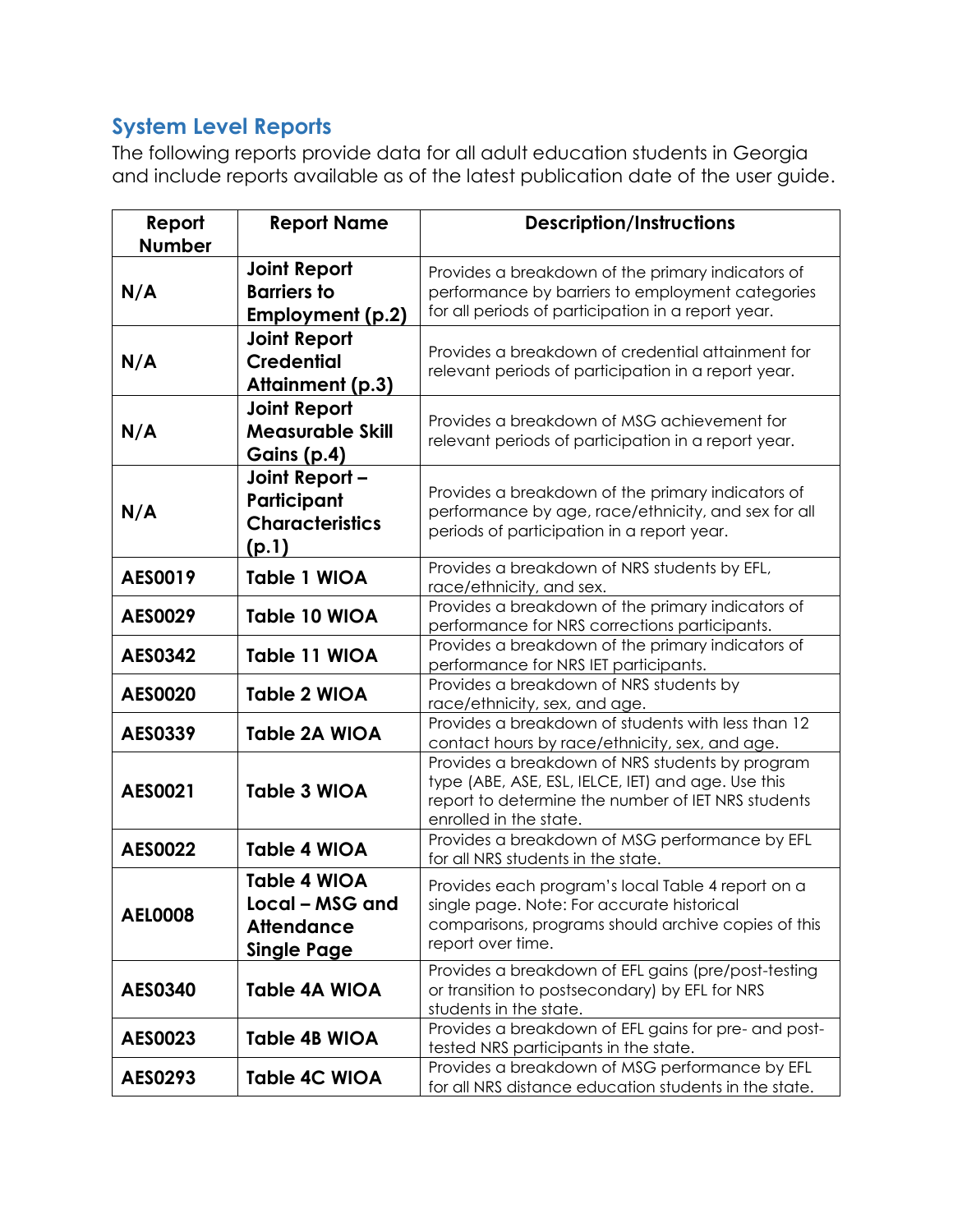## System Level Reports

The following reports provide data for all adult education students in Georgia and include reports available as of the latest publication date of the user guide.

| Report Number | Report Name | Description/Instructions |
|---|---|---|
| N/A | **Joint Report Barriers to Employment (p.2)** | Provides a breakdown of the primary indicators of performance by barriers to employment categories for all periods of participation in a report year. |
| N/A | **Joint Report Credential Attainment (p.3)** | Provides a breakdown of credential attainment for relevant periods of participation in a report year. |
| N/A | **Joint Report Measurable Skill Gains (p.4)** | Provides a breakdown of MSG achievement for relevant periods of participation in a report year. |
| N/A | **Joint Report – Participant Characteristics (p.1)** | Provides a breakdown of the primary indicators of performance by age, race/ethnicity, and sex for all periods of participation in a report year. |
| **AES0019** | **Table 1 WIOA** | Provides a breakdown of NRS students by EFL, race/ethnicity, and sex. |
| **AES0029** | **Table 10 WIOA** | Provides a breakdown of the primary indicators of performance for NRS corrections participants. |
| **AES0342** | **Table 11 WIOA** | Provides a breakdown of the primary indicators of performance for NRS IET participants. |
| **AES0020** | **Table 2 WIOA** | Provides a breakdown of NRS students by race/ethnicity, sex, and age. |
| **AES0339** | **Table 2A WIOA** | Provides a breakdown of students with less than 12 contact hours by race/ethnicity, sex, and age. |
| **AES0021** | **Table 3 WIOA** | Provides a breakdown of NRS students by program type (ABE, ASE, ESL, IELCE, IET) and age. Use this report to determine the number of IET NRS students enrolled in the state. |
| **AES0022** | **Table 4 WIOA** | Provides a breakdown of MSG performance by EFL for all NRS students in the state. |
| **AEL0008** | **Table 4 WIOA Local – MSG and Attendance Single Page** | Provides each program's local Table 4 report on a single page. Note: For accurate historical comparisons, programs should archive copies of this report over time. |
| **AES0340** | **Table 4A WIOA** | Provides a breakdown of EFL gains (pre/post-testing or transition to postsecondary) by EFL for NRS students in the state. |
| **AES0023** | **Table 4B WIOA** | Provides a breakdown of EFL gains for pre- and post-tested NRS participants in the state. |
| **AES0293** | **Table 4C WIOA** | Provides a breakdown of MSG performance by EFL for all NRS distance education students in the state. |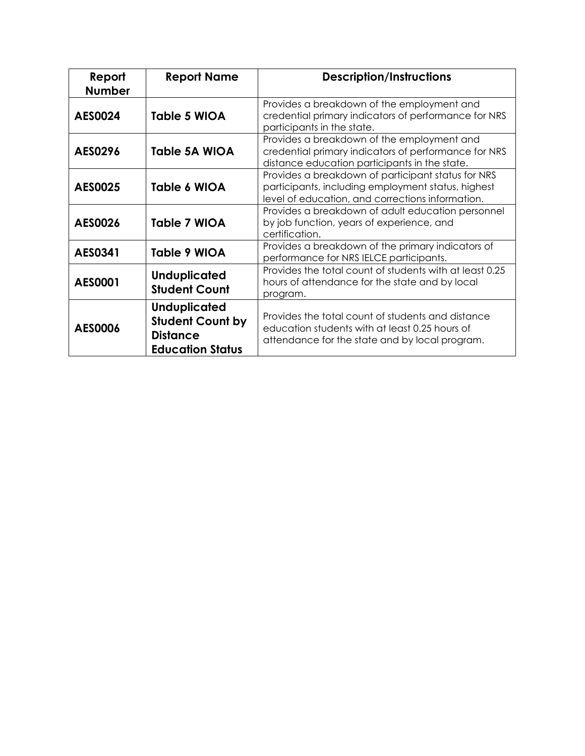| Report Number | Report Name | Description/Instructions |
|---|---|---|
| **AES0024** | **Table 5 WIOA** | Provides a breakdown of the employment and credential primary indicators of performance for NRS participants in the state. |
| **AES0296** | **Table 5A WIOA** | Provides a breakdown of the employment and credential primary indicators of performance for NRS distance education participants in the state. |
| **AES0025** | **Table 6 WIOA** | Provides a breakdown of participant status for NRS participants, including employment status, highest level of education, and corrections information. |
| **AES0026** | **Table 7 WIOA** | Provides a breakdown of adult education personnel by job function, years of experience, and certification. |
| **AES0341** | **Table 9 WIOA** | Provides a breakdown of the primary indicators of performance for NRS IELCE participants. |
| **AES0001** | **Unduplicated Student Count** | Provides the total count of students with at least 0.25 hours of attendance for the state and by local program. |
| **AES0006** | **Unduplicated Student Count by Distance Education Status** | Provides the total count of students and distance education students with at least 0.25 hours of attendance for the state and by local program. |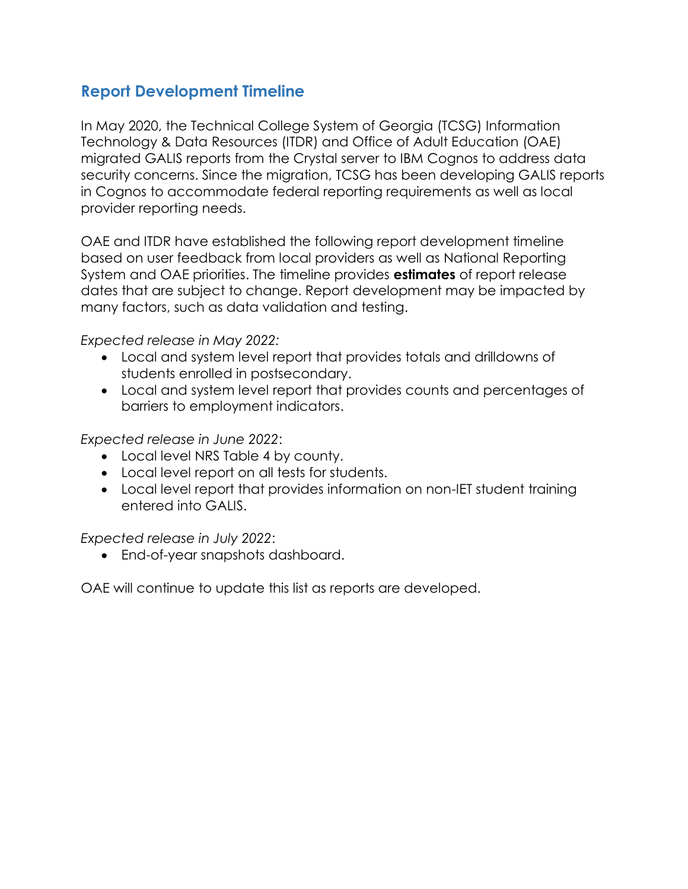## Report Development Timeline

In May 2020, the Technical College System of Georgia (TCSG) Information Technology & Data Resources (ITDR) and Office of Adult Education (OAE) migrated GALIS reports from the Crystal server to IBM Cognos to address data security concerns. Since the migration, TCSG has been developing GALIS reports in Cognos to accommodate federal reporting requirements as well as local provider reporting needs.

OAE and ITDR have established the following report development timeline based on user feedback from local providers as well as National Reporting System and OAE priorities. The timeline provides **estimates** of report release dates that are subject to change. Report development may be impacted by many factors, such as data validation and testing.

*Expected release in May 2022:*

- Local and system level report that provides totals and drilldowns of students enrolled in postsecondary.
- Local and system level report that provides counts and percentages of barriers to employment indicators.

*Expected release in June 2022*:

- Local level NRS Table 4 by county.
- Local level report on all tests for students.
- Local level report that provides information on non-IET student training entered into GALIS.

*Expected release in July 2022*:

- End-of-year snapshots dashboard.

OAE will continue to update this list as reports are developed.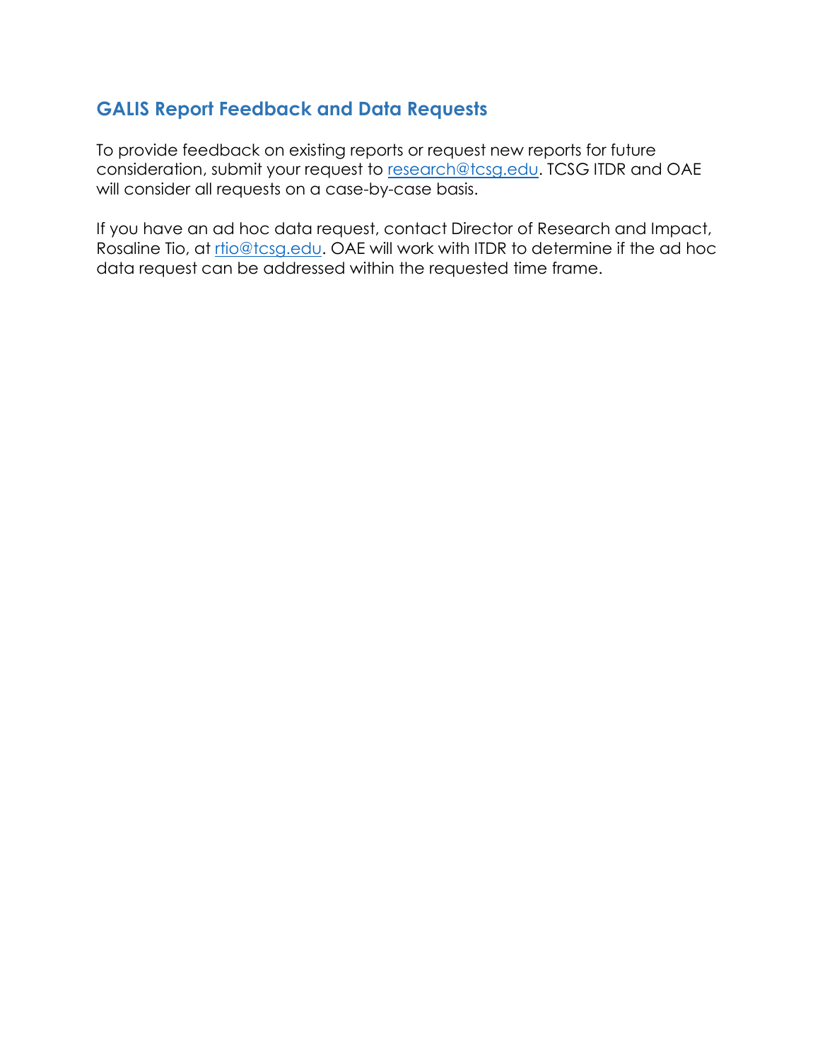## GALIS Report Feedback and Data Requests

To provide feedback on existing reports or request new reports for future consideration, submit your request to research@tcsg.edu. TCSG ITDR and OAE will consider all requests on a case-by-case basis.

If you have an ad hoc data request, contact Director of Research and Impact, Rosaline Tio, at rtio@tcsg.edu. OAE will work with ITDR to determine if the ad hoc data request can be addressed within the requested time frame.